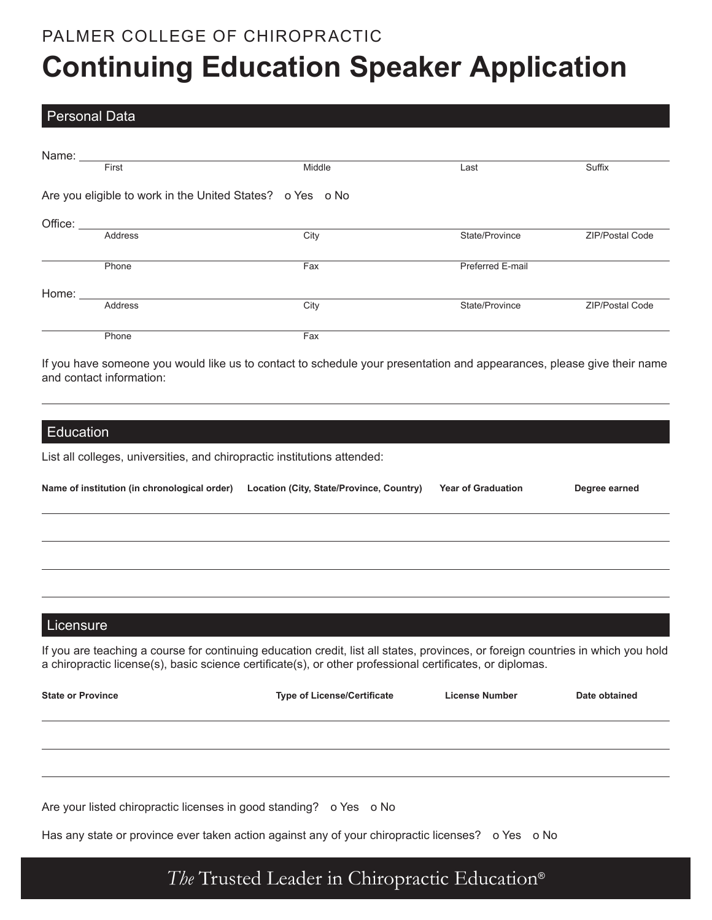PALMER COLLEGE OF CHIROPRACTIC

# Continuing Education Speaker Application

## Personal Data

Name: ______________________________________________________________

First | Middle | Last | Suffix

Are you eligible to work in the United States? o Yes o No

Office: ______________________________________________________________

Address | City | State/Province | ZIP/Postal Code

______________________________________________________________

Phone | Fax | Preferred E-mail

Home: ______________________________________________________________

Address | City | State/Province | ZIP/Postal Code

______________________________________________________________

Phone | Fax

If you have someone you would like us to contact to schedule your presentation and appearances, please give their name and contact information:

______________________________________________________________

## Education

List all colleges, universities, and chiropractic institutions attended:

| Name of institution (in chronological order) | Location (City, State/Province, Country) | Year of Graduation | Degree earned |
|---|---|---|---|
| | | | |
| | | | |
| | | | |
| | | | |

## Licensure

If you are teaching a course for continuing education credit, list all states, provinces, or foreign countries in which you hold a chiropractic license(s), basic science certificate(s), or other professional certificates, or diplomas.

| State or Province | Type of License/Certificate | License Number | Date obtained |
|---|---|---|---|
| | | | |
| | | | |
| | | | |

Are your listed chiropractic licenses in good standing? o Yes o No

Has any state or province ever taken action against any of your chiropractic licenses? o Yes o No

*The* Trusted Leader in Chiropractic Education®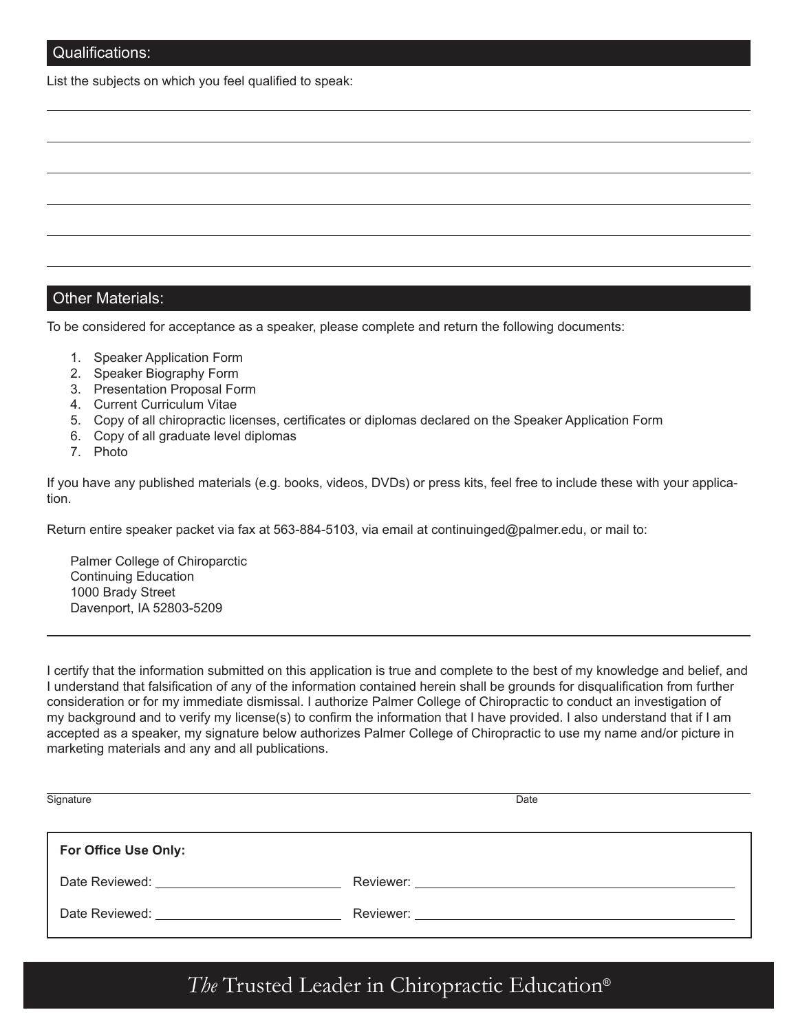## Qualifications:

List the subjects on which you feel qualified to speak:

## Other Materials:

To be considered for acceptance as a speaker, please complete and return the following documents:

1. Speaker Application Form
2. Speaker Biography Form
3. Presentation Proposal Form
4. Current Curriculum Vitae
5. Copy of all chiropractic licenses, certificates or diplomas declared on the Speaker Application Form
6. Copy of all graduate level diplomas
7. Photo

If you have any published materials (e.g. books, videos, DVDs) or press kits, feel free to include these with your application.

Return entire speaker packet via fax at 563-884-5103, via email at continuinged@palmer.edu, or mail to:

Palmer College of Chiroparctic
Continuing Education
1000 Brady Street
Davenport, IA 52803-5209

---

I certify that the information submitted on this application is true and complete to the best of my knowledge and belief, and I understand that falsification of any of the information contained herein shall be grounds for disqualification from further consideration or for my immediate dismissal. I authorize Palmer College of Chiropractic to conduct an investigation of my background and to verify my license(s) to confirm the information that I have provided. I also understand that if I am accepted as a speaker, my signature below authorizes Palmer College of Chiropractic to use my name and/or picture in marketing materials and any and all publications.

Signature ______________________ Date ______________

**For Office Use Only:**

Date Reviewed: ______________ Reviewer: ______________

Date Reviewed: ______________ Reviewer: ______________

*The* Trusted Leader in Chiropractic Education®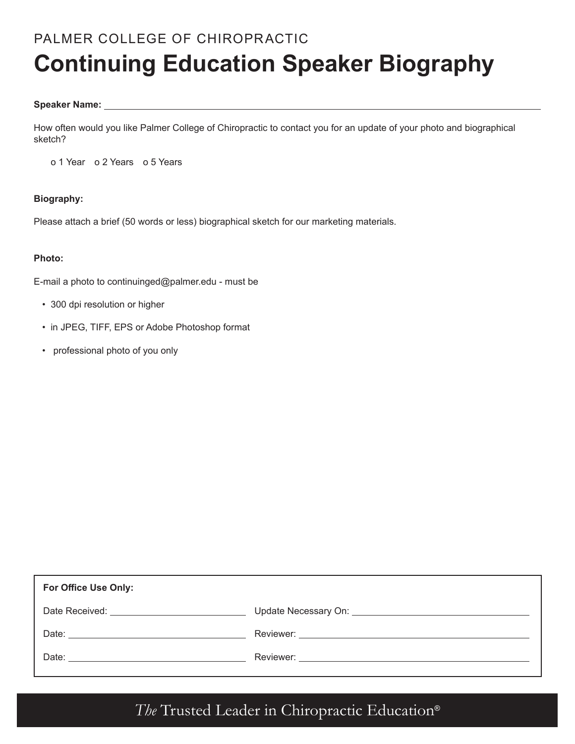PALMER COLLEGE OF CHIROPRACTIC

# Continuing Education Speaker Biography

**Speaker Name:** ______________________________________________

How often would you like Palmer College of Chiropractic to contact you for an update of your photo and biographical sketch?

o 1 Year  o 2 Years  o 5 Years

**Biography:**

Please attach a brief (50 words or less) biographical sketch for our marketing materials.

**Photo:**

E-mail a photo to continuinged@palmer.edu - must be

- 300 dpi resolution or higher
- in JPEG, TIFF, EPS or Adobe Photoshop format
- professional photo of you only

**For Office Use Only:**

| | |
|---|---|
| Date Received: ____________________ | Update Necessary On: ____________________ |
| Date: ____________________ | Reviewer: ____________________ |
| Date: ____________________ | Reviewer: ____________________ |

*The* Trusted Leader in Chiropractic Education®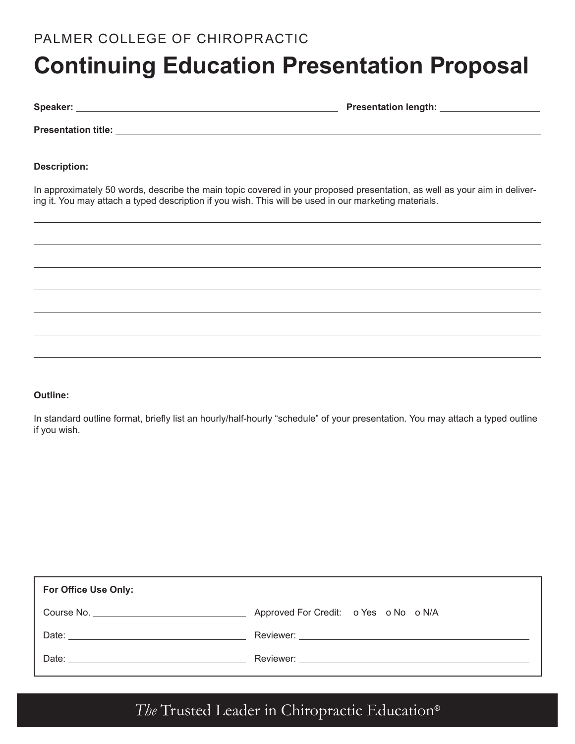PALMER COLLEGE OF CHIROPRACTIC

# Continuing Education Presentation Proposal

**Speaker:** ______________________ **Presentation length:** ______________

**Presentation title:** ______________________________________________

**Description:**

In approximately 50 words, describe the main topic covered in your proposed presentation, as well as your aim in delivering it. You may attach a typed description if you wish. This will be used in our marketing materials.

______________________________________________

______________________________________________

______________________________________________

______________________________________________

______________________________________________

______________________________________________

______________________________________________

**Outline:**

In standard outline format, briefly list an hourly/half-hourly "schedule" of your presentation. You may attach a typed outline if you wish.

**For Office Use Only:**

Course No. ______________ Approved For Credit: o Yes o No o N/A

Date: ______________ Reviewer: ______________

Date: ______________ Reviewer: ______________

*The* Trusted Leader in Chiropractic Education®